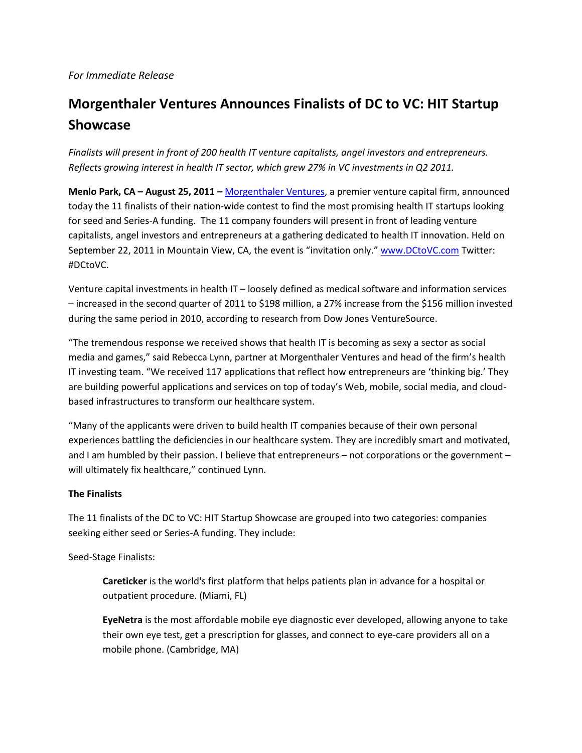*For Immediate Release*

# Morgenthaler Ventures Announces Finalists of DC to VC: HIT Startup Showcase

*Finalists will present in front of 200 health IT venture capitalists, angel investors and entrepreneurs. Reflects growing interest in health IT sector, which grew 27% in VC investments in Q2 2011.*

**Menlo Park, CA – August 25, 2011 –** [Morgenthaler Ventures](), a premier venture capital firm, announced today the 11 finalists of their nation-wide contest to find the most promising health IT startups looking for seed and Series-A funding. The 11 company founders will present in front of leading venture capitalists, angel investors and entrepreneurs at a gathering dedicated to health IT innovation. Held on September 22, 2011 in Mountain View, CA, the event is "invitation only." [www.DCtoVC.com]() Twitter: #DCtoVC.

Venture capital investments in health IT – loosely defined as medical software and information services – increased in the second quarter of 2011 to $198 million, a 27% increase from the $156 million invested during the same period in 2010, according to research from Dow Jones VentureSource.

"The tremendous response we received shows that health IT is becoming as sexy a sector as social media and games," said Rebecca Lynn, partner at Morgenthaler Ventures and head of the firm's health IT investing team. "We received 117 applications that reflect how entrepreneurs are 'thinking big.' They are building powerful applications and services on top of today's Web, mobile, social media, and cloud-based infrastructures to transform our healthcare system.

"Many of the applicants were driven to build health IT companies because of their own personal experiences battling the deficiencies in our healthcare system. They are incredibly smart and motivated, and I am humbled by their passion. I believe that entrepreneurs – not corporations or the government – will ultimately fix healthcare," continued Lynn.

**The Finalists**

The 11 finalists of the DC to VC: HIT Startup Showcase are grouped into two categories: companies seeking either seed or Series-A funding. They include:

Seed-Stage Finalists:

> **Careticker** is the world's first platform that helps patients plan in advance for a hospital or outpatient procedure. (Miami, FL)
>
> **EyeNetra** is the most affordable mobile eye diagnostic ever developed, allowing anyone to take their own eye test, get a prescription for glasses, and connect to eye-care providers all on a mobile phone. (Cambridge, MA)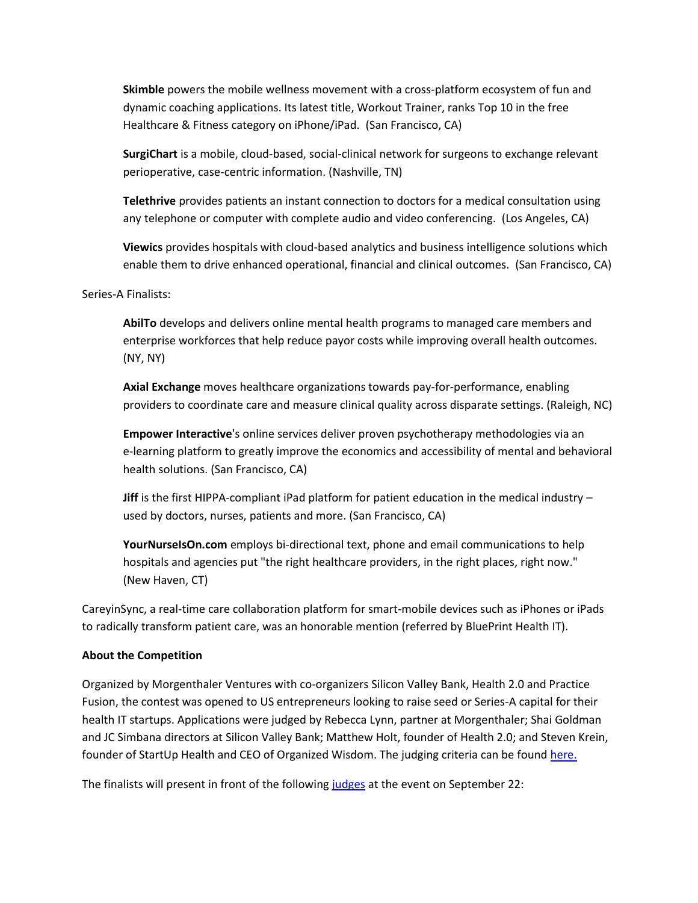**Skimble** powers the mobile wellness movement with a cross-platform ecosystem of fun and dynamic coaching applications. Its latest title, Workout Trainer, ranks Top 10 in the free Healthcare & Fitness category on iPhone/iPad. (San Francisco, CA)

**SurgiChart** is a mobile, cloud-based, social-clinical network for surgeons to exchange relevant perioperative, case-centric information. (Nashville, TN)

**Telethrive** provides patients an instant connection to doctors for a medical consultation using any telephone or computer with complete audio and video conferencing. (Los Angeles, CA)

**Viewics** provides hospitals with cloud-based analytics and business intelligence solutions which enable them to drive enhanced operational, financial and clinical outcomes. (San Francisco, CA)

Series-A Finalists:

**AbilTo** develops and delivers online mental health programs to managed care members and enterprise workforces that help reduce payor costs while improving overall health outcomes. (NY, NY)

**Axial Exchange** moves healthcare organizations towards pay-for-performance, enabling providers to coordinate care and measure clinical quality across disparate settings. (Raleigh, NC)

**Empower Interactive**'s online services deliver proven psychotherapy methodologies via an e-learning platform to greatly improve the economics and accessibility of mental and behavioral health solutions. (San Francisco, CA)

**Jiff** is the first HIPPA-compliant iPad platform for patient education in the medical industry – used by doctors, nurses, patients and more. (San Francisco, CA)

**YourNurseIsOn.com** employs bi-directional text, phone and email communications to help hospitals and agencies put "the right healthcare providers, in the right places, right now." (New Haven, CT)

CareyinSync, a real-time care collaboration platform for smart-mobile devices such as iPhones or iPads to radically transform patient care, was an honorable mention (referred by BluePrint Health IT).

**About the Competition**

Organized by Morgenthaler Ventures with co-organizers Silicon Valley Bank, Health 2.0 and Practice Fusion, the contest was opened to US entrepreneurs looking to raise seed or Series-A capital for their health IT startups. Applications were judged by Rebecca Lynn, partner at Morgenthaler; Shai Goldman and JC Simbana directors at Silicon Valley Bank; Matthew Holt, founder of Health 2.0; and Steven Krein, founder of StartUp Health and CEO of Organized Wisdom. The judging criteria can be found here.

The finalists will present in front of the following judges at the event on September 22: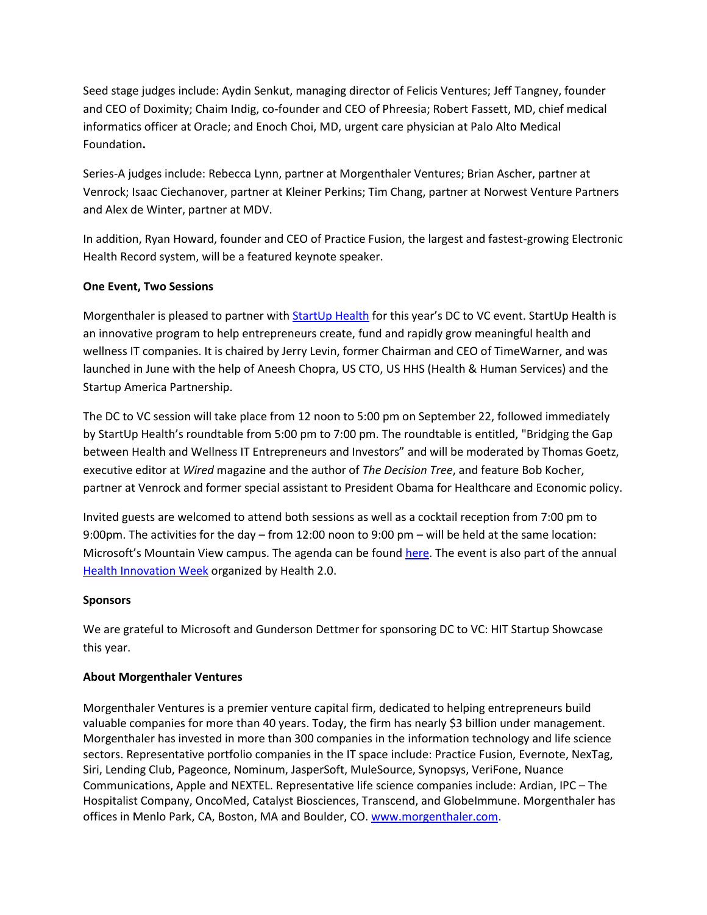Seed stage judges include: Aydin Senkut, managing director of Felicis Ventures; Jeff Tangney, founder and CEO of Doximity; Chaim Indig, co-founder and CEO of Phreesia; Robert Fassett, MD, chief medical informatics officer at Oracle; and Enoch Choi, MD, urgent care physician at Palo Alto Medical Foundation**.**

Series-A judges include: Rebecca Lynn, partner at Morgenthaler Ventures; Brian Ascher, partner at Venrock; Isaac Ciechanover, partner at Kleiner Perkins; Tim Chang, partner at Norwest Venture Partners and Alex de Winter, partner at MDV.

In addition, Ryan Howard, founder and CEO of Practice Fusion, the largest and fastest-growing Electronic Health Record system, will be a featured keynote speaker.

**One Event, Two Sessions**

Morgenthaler is pleased to partner with [StartUp Health] for this year's DC to VC event. StartUp Health is an innovative program to help entrepreneurs create, fund and rapidly grow meaningful health and wellness IT companies. It is chaired by Jerry Levin, former Chairman and CEO of TimeWarner, and was launched in June with the help of Aneesh Chopra, US CTO, US HHS (Health & Human Services) and the Startup America Partnership.

The DC to VC session will take place from 12 noon to 5:00 pm on September 22, followed immediately by StartUp Health's roundtable from 5:00 pm to 7:00 pm. The roundtable is entitled, "Bridging the Gap between Health and Wellness IT Entrepreneurs and Investors" and will be moderated by Thomas Goetz, executive editor at *Wired* magazine and the author of *The Decision Tree*, and feature Bob Kocher, partner at Venrock and former special assistant to President Obama for Healthcare and Economic policy.

Invited guests are welcomed to attend both sessions as well as a cocktail reception from 7:00 pm to 9:00pm. The activities for the day – from 12:00 noon to 9:00 pm – will be held at the same location: Microsoft's Mountain View campus. The agenda can be found [here]. The event is also part of the annual [Health Innovation Week] organized by Health 2.0.

**Sponsors**

We are grateful to Microsoft and Gunderson Dettmer for sponsoring DC to VC: HIT Startup Showcase this year.

**About Morgenthaler Ventures**

Morgenthaler Ventures is a premier venture capital firm, dedicated to helping entrepreneurs build valuable companies for more than 40 years. Today, the firm has nearly $3 billion under management. Morgenthaler has invested in more than 300 companies in the information technology and life science sectors. Representative portfolio companies in the IT space include: Practice Fusion, Evernote, NexTag, Siri, Lending Club, Pageonce, Nominum, JasperSoft, MuleSource, Synopsys, VeriFone, Nuance Communications, Apple and NEXTEL. Representative life science companies include: Ardian, IPC – The Hospitalist Company, OncoMed, Catalyst Biosciences, Transcend, and GlobeImmune. Morgenthaler has offices in Menlo Park, CA, Boston, MA and Boulder, CO. www.morgenthaler.com.